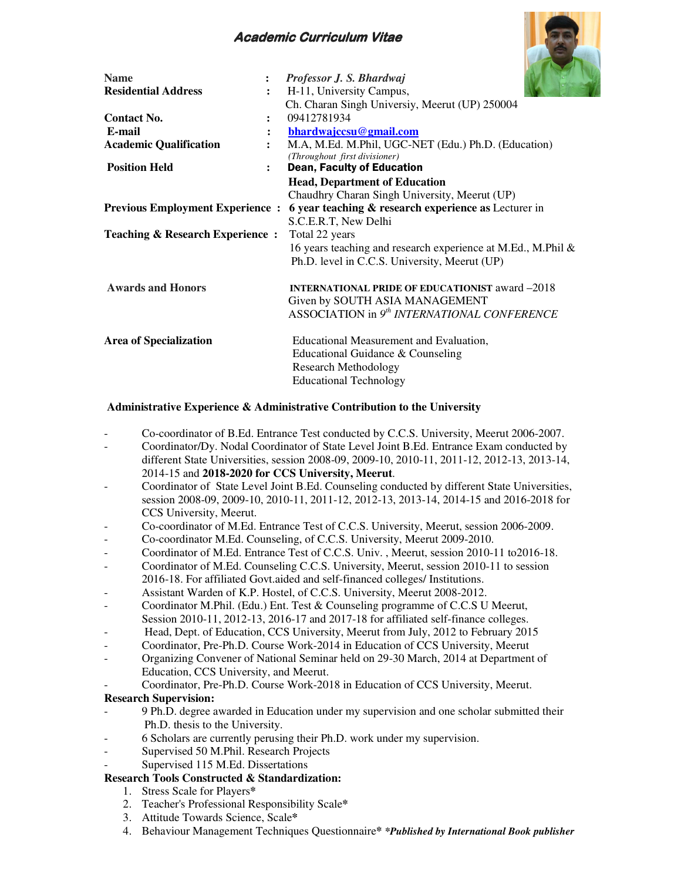# *Academic Curriculum Vitae*

| | | |
|---|---|---|
| **Name** | : | ***Professor J. S. Bhardwaj*** |
| **Residential Address** | : | H-11, University Campus, Ch. Charan Singh Universiy, Meerut (UP) 250004 |
| **Contact No.** | : | 09412781934 |
| **E-mail** | : | **bhardwajccsu@gmail.com** |
| **Academic Qualification** | : | M.A, M.Ed. M.Phil, UGC-NET (Edu.) Ph.D. (Education) *(Throughout first divisioner)* |
| **Position Held** | : | **Dean, Faculty of Education** **Head, Department of Education** Chaudhry Charan Singh University, Meerut (UP) |
| **Previous Employment Experience** | : | **6 year teaching & research experience as** Lecturer in S.C.E.R.T, New Delhi |
| **Teaching & Research Experience** | : | Total 22 years 16 years teaching and research experience at M.Ed., M.Phil & Ph.D. level in C.C.S. University, Meerut (UP) |
| **Awards and Honors** | | **INTERNATIONAL PRIDE OF EDUCATIONIST** award –2018 Given by SOUTH ASIA MANAGEMENT ASSOCIATION in 9th *INTERNATIONAL CONFERENCE* |
| **Area of Specialization** | | Educational Measurement and Evaluation, Educational Guidance & Counseling Research Methodology Educational Technology |

**Administrative Experience & Administrative Contribution to the University**

- Co-coordinator of B.Ed. Entrance Test conducted by C.C.S. University, Meerut 2006-2007.
- Coordinator/Dy. Nodal Coordinator of State Level Joint B.Ed. Entrance Exam conducted by different State Universities, session 2008-09, 2009-10, 2010-11, 2011-12, 2012-13, 2013-14, 2014-15 and **2018-2020 for CCS University, Meerut**.
- Coordinator of State Level Joint B.Ed. Counseling conducted by different State Universities, session 2008-09, 2009-10, 2010-11, 2011-12, 2012-13, 2013-14, 2014-15 and 2016-2018 for CCS University, Meerut.
- Co-coordinator of M.Ed. Entrance Test of C.C.S. University, Meerut, session 2006-2009.
- Co-coordinator M.Ed. Counseling, of C.C.S. University, Meerut 2009-2010.
- Coordinator of M.Ed. Entrance Test of C.C.S. Univ. , Meerut, session 2010-11 to2016-18.
- Coordinator of M.Ed. Counseling C.C.S. University, Meerut, session 2010-11 to session 2016-18. For affiliated Govt.aided and self-financed colleges/ Institutions.
- Assistant Warden of K.P. Hostel, of C.C.S. University, Meerut 2008-2012.
- Coordinator M.Phil. (Edu.) Ent. Test & Counseling programme of C.C.S U Meerut, Session 2010-11, 2012-13, 2016-17 and 2017-18 for affiliated self-finance colleges.
- Head, Dept. of Education, CCS University, Meerut from July, 2012 to February 2015
- Coordinator, Pre-Ph.D. Course Work-2014 in Education of CCS University, Meerut
- Organizing Convener of National Seminar held on 29-30 March, 2014 at Department of Education, CCS University, and Meerut.
- Coordinator, Pre-Ph.D. Course Work-2018 in Education of CCS University, Meerut.

**Research Supervision:**

- 9 Ph.D. degree awarded in Education under my supervision and one scholar submitted their Ph.D. thesis to the University.
- 6 Scholars are currently perusing their Ph.D. work under my supervision.
- Supervised 50 M.Phil. Research Projects
- Supervised 115 M.Ed. Dissertations

**Research Tools Constructed & Standardization:**

1. Stress Scale for Players*
2. Teacher's Professional Responsibility Scale*
3. Attitude Towards Science, Scale*
4. Behaviour Management Techniques Questionnaire* ***Published by International Book publisher***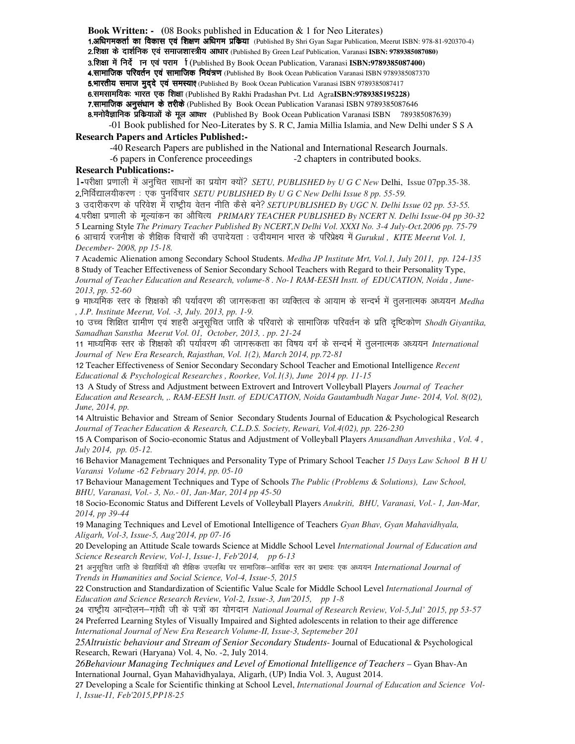**Book Written: -** (08 Books published in Education & 1 for Neo Literates)

**1.अधिगमकर्ता का विकास एवं शिक्षण अधिगम प्रक्रिया** (Published By Shri Gyan Sagar Publication, Meerut ISBN: 978-81-920370-4)

**2.शिक्षा के दार्शनिक एवं समाजशास्त्रीय आधार** (Published By Green Leaf Publication, Varanasi **ISBN: 9789385087080)**

**3.शिक्षा में निर्दे ान एवं पराम र्श** (Published By Book Ocean Publication, Varanasi **ISBN:9789385087400)**

**4.सामाजिक परिवर्तन एवं सामाजिक नियंत्रण** (Published By Book Ocean Publication Varanasi ISBN 9789385087370

**5.भारतीय समाज मुद्दे एवं समस्याएं** (Published By Book Ocean Publication Varanasi ISBN 9789385087417

**6.समसामयिकः भारत एक शिक्षा** (Published By Rakhi Pradashan Pvt. Ltd Agra**ISBN:9789385195228)**

**7.सामाजिक अनुसंधान के तरीके** (Published By Book Ocean Publication Varanasi ISBN 9789385087646

**8.मनोवैज्ञानिक प्रक्रियाओं के मूल आधार** (Published By Book Ocean Publication Varanasi ISBN 789385087639)

-01 Book published for Neo-Literates by S. R C, Jamia Millia Islamia, and New Delhi under S S A

**Research Papers and Articles Published:-**

-40 Research Papers are published in the National and International Research Journals.

-6 papers in Conference proceedings -2 chapters in contributed books.

**Research Publications:-**

1-परीक्षा प्रणाली में अनुचित साधनों का प्रयोग क्यों? *SETU, PUBLISHED by U G C New* Delhi, Issue 07pp.35-38.

2.निर्विद्यालयीकरण : एक पुनर्विचार *SETU PUBLISHED By U G C New Delhi Issue 8 pp. 55-59.*

3 उदारीकरण के परिवेश में राष्ट्रीय वेतन नीति कैसे बने? *SETUPUBLISHED By UGC N. Delhi Issue 02 pp. 53-55.*

4.परीक्षा प्रणाली के मूल्यांकन का औचित्य *PRIMARY TEACHER PUBLISHED By NCERT N. Delhi Issue-04 pp 30-32*

5 Learning Style *The Primary Teacher Published By NCERT,N Delhi Vol. XXXI No. 3-4 July-Oct.2006 pp. 75-79*

6 आचार्य रजनीश के शैक्षिक विचारों की उपादेयता : उदीयमान भारत के परिप्रेक्ष्य में *Gurukul , KITE Meerut Vol. 1, December- 2008, pp 15-18.*

7 Academic Alienation among Secondary School Students. *Medha JP Institute Mrt, Vol.1, July 2011, pp. 124-135*

8 Study of Teacher Effectiveness of Senior Secondary School Teachers with Regard to their Personality Type, *Journal of Teacher Education and Research, volume-8 . No-1 RAM-EESH Instt. of EDUCATION, Noida , June-2013, pp. 52-60*

9 माध्यमिक स्तर के शिक्षको की पर्यावरण की जागरूकता का व्यक्तित्व के आयाम के सन्दर्भ में तुलनात्मक अध्ययन *Medha , J.P. Institute Meerut, Vol. -3, July. 2013, pp. 1-9.*

10 उच्च शिक्षित ग्रामीण एवं शहरी अनुसूचित जाति के परिवारो के सामाजिक परिवर्तन के प्रति दृष्टिकोण *Shodh Giyantika, Samadhan Sanstha Meerut Vol. 01, October, 2013, . pp. 21-24*

11 माध्यमिक स्तर के शिक्षको की पर्यावरण की जागरूकता का विषय वर्ग के सन्दर्भ में तुलनात्मक अध्ययन *International Journal of New Era Research, Rajasthan, Vol. 1(2), March 2014, pp.72-81*

12 Teacher Effectiveness of Senior Secondary Secondary School Teacher and Emotional Intelligence *Recent Educational & Psychological Researches , Roorkee, Vol.1(3), June 2014 pp. 11-15*

13 A Study of Stress and Adjustment between Extrovert and Introvert Volleyball Players *Journal of Teacher Education and Research, ,. RAM-EESH Instt. of EDUCATION, Noida Gautambudh Nagar June- 2014, Vol. 8(02), June, 2014, pp.*

14 Altruistic Behavior and Stream of Senior Secondary Students Journal of Education & Psychological Research *Journal of Teacher Education & Research, C.L.D.S. Society, Rewari, Vol.4(02), pp. 226-230*

15 A Comparison of Socio-economic Status and Adjustment of Volleyball Players *Anusandhan Anveshika , Vol. 4 , July 2014, pp. 05-12.*

16 Behavior Management Techniques and Personality Type of Primary School Teacher *15 Days Law School B H U Varansi Volume -62 February 2014, pp. 05-10*

17 Behaviour Management Techniques and Type of Schools *The Public (Problems & Solutions), Law School, BHU, Varanasi, Vol.- 3, No.- 01, Jan-Mar, 2014 pp 45-50*

18 Socio-Economic Status and Different Levels of Volleyball Players *Anukriti, BHU, Varanasi, Vol.- 1, Jan-Mar, 2014, pp 39-44*

19 Managing Techniques and Level of Emotional Intelligence of Teachers *Gyan Bhav, Gyan Mahavidhyala, Aligarh, Vol-3, Issue-5, Aug'2014, pp 07-16*

20 Developing an Attitude Scale towards Science at Middle School Level *International Journal of Education and Science Research Review, Vol-1, Issue-1, Feb'2014, pp 6-13*

21 अनुसूचित जाति के विद्यार्थियों की शैक्षिक उपलब्धि पर सामाजिक–आर्थिक स्तर का प्रभावः एक अध्ययन *International Journal of Trends in Humanities and Social Science, Vol-4, Issue-5, 2015*

22 Construction and Standardization of Scientific Value Scale for Middle School Level *International Journal of Education and Science Research Review, Vol-2, Issue-3, Jun'2015, pp 1-8*

24 राष्ट्रीय आन्दोलन–गांधी जी के पत्रों का योगदान *National Journal of Research Review, Vol-5,Jul' 2015, pp 53-57*

24 Preferred Learning Styles of Visually Impaired and Sighted adolescents in relation to their age difference *International Journal of New Era Research Volume-II, Issue-3, Septemeber 201*

*25Altruistic behaviour and Stream of Senior Secondary Students*- Journal of Educational & Psychological Research, Rewari (Haryana) Vol. 4, No. -2, July 2014.

*26Behaviour Managing Techniques and Level of Emotional Intelligence of Teachers* – Gyan Bhav-An International Journal, Gyan Mahavidhyalaya, Aligarh, (UP) India Vol. 3, August 2014.

27 Developing a Scale for Scientific thinking at School Level, *International Journal of Education and Science Vol-1, Issue-II, Feb'2015,PP18-25*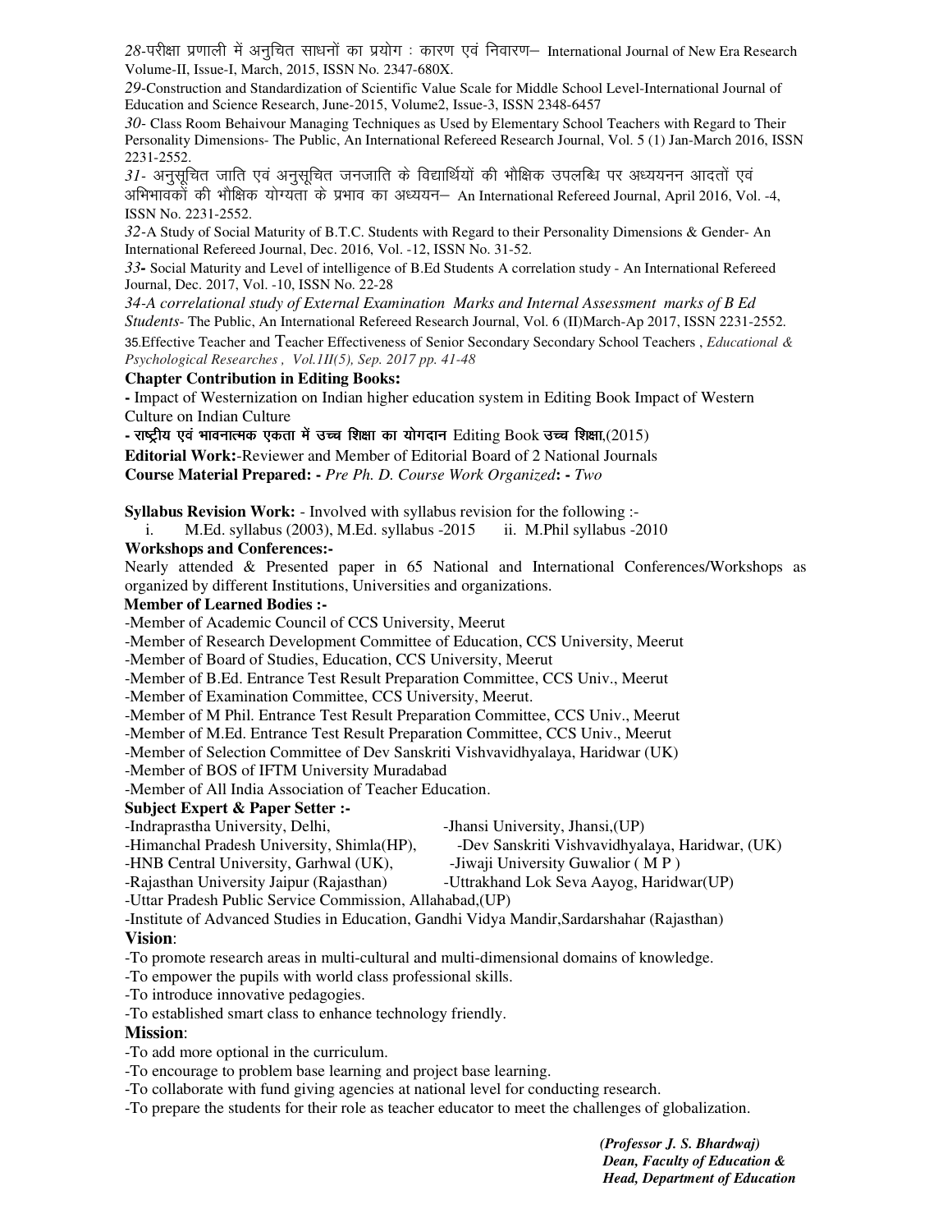*28*-परीक्षा प्रणाली में अनुचित साधनों का प्रयोग : कारण एवं निवारण– International Journal of New Era Research Volume-II, Issue-I, March, 2015, ISSN No. 2347-680X.

*29*-Construction and Standardization of Scientific Value Scale for Middle School Level-International Journal of Education and Science Research, June-2015, Volume2, Issue-3, ISSN 2348-6457

*30*- Class Room Behaivour Managing Techniques as Used by Elementary School Teachers with Regard to Their Personality Dimensions- The Public, An International Refereed Research Journal, Vol. 5 (1) Jan-March 2016, ISSN 2231-2552.

*31*- अनुसूचित जाति एवं अनुसूचित जनजाति के विद्यार्थियों की भौक्षिक उपलब्धि पर अध्ययनन आदतों एवं अभिभावकों की भौक्षिक योग्यता के प्रभाव का अध्ययन– An International Refereed Journal, April 2016, Vol. -4, ISSN No. 2231-2552.

*32*-A Study of Social Maturity of B.T.C. Students with Regard to their Personality Dimensions & Gender- An International Refereed Journal, Dec. 2016, Vol. -12, ISSN No. 31-52.

*33*- Social Maturity and Level of intelligence of B.Ed Students A correlation study - An International Refereed Journal, Dec. 2017, Vol. -10, ISSN No. 22-28

*34-A correlational study of External Examination Marks and Internal Assessment marks of B Ed Students*- The Public, An International Refereed Research Journal, Vol. 6 (II)March-Ap 2017, ISSN 2231-2552.

35.Effective Teacher and Teacher Effectiveness of Senior Secondary Secondary School Teachers , *Educational & Psychological Researches , Vol.1II(5), Sep. 2017 pp. 41-48*

**Chapter Contribution in Editing Books:**

**-** Impact of Westernization on Indian higher education system in Editing Book Impact of Western Culture on Indian Culture

**- राष्ट्रीय एवं भावनात्मक एकता में उच्च शिक्षा का योगदान** Editing Book **उच्च शिक्षा**,(2015)

**Editorial Work:**-Reviewer and Member of Editorial Board of 2 National Journals

**Course Material Prepared: -** *Pre Ph. D. Course Work Organized***: -** *Two*

**Syllabus Revision Work:** - Involved with syllabus revision for the following :-

i. M.Ed. syllabus (2003), M.Ed. syllabus -2015 ii. M.Phil syllabus -2010

**Workshops and Conferences:-**

Nearly attended & Presented paper in 65 National and International Conferences/Workshops as organized by different Institutions, Universities and organizations.

**Member of Learned Bodies :-**

-Member of Academic Council of CCS University, Meerut
-Member of Research Development Committee of Education, CCS University, Meerut
-Member of Board of Studies, Education, CCS University, Meerut
-Member of B.Ed. Entrance Test Result Preparation Committee, CCS Univ., Meerut
-Member of Examination Committee, CCS University, Meerut.
-Member of M Phil. Entrance Test Result Preparation Committee, CCS Univ., Meerut
-Member of M.Ed. Entrance Test Result Preparation Committee, CCS Univ., Meerut
-Member of Selection Committee of Dev Sanskriti Vishvavidhyalaya, Haridwar (UK)
-Member of BOS of IFTM University Muradabad
-Member of All India Association of Teacher Education.

**Subject Expert & Paper Setter :-**

-Indraprastha University, Delhi,
-Jhansi University, Jhansi,(UP)
-Himanchal Pradesh University, Shimla(HP),
-Dev Sanskriti Vishvavidhyalaya, Haridwar, (UK)
-HNB Central University, Garhwal (UK),
-Jiwaji University Guwalior ( M P )
-Rajasthan University Jaipur (Rajasthan)
-Uttrakhand Lok Seva Aayog, Haridwar(UP)
-Uttar Pradesh Public Service Commission, Allahabad,(UP)
-Institute of Advanced Studies in Education, Gandhi Vidya Mandir,Sardarshahar (Rajasthan)

**Vision**:

-To promote research areas in multi-cultural and multi-dimensional domains of knowledge.
-To empower the pupils with world class professional skills.
-To introduce innovative pedagogies.
-To established smart class to enhance technology friendly.

**Mission**:

-To add more optional in the curriculum.
-To encourage to problem base learning and project base learning.
-To collaborate with fund giving agencies at national level for conducting research.
-To prepare the students for their role as teacher educator to meet the challenges of globalization.

***(Professor J. S. Bhardwaj)***
***Dean, Faculty of Education &***
***Head, Department of Education***